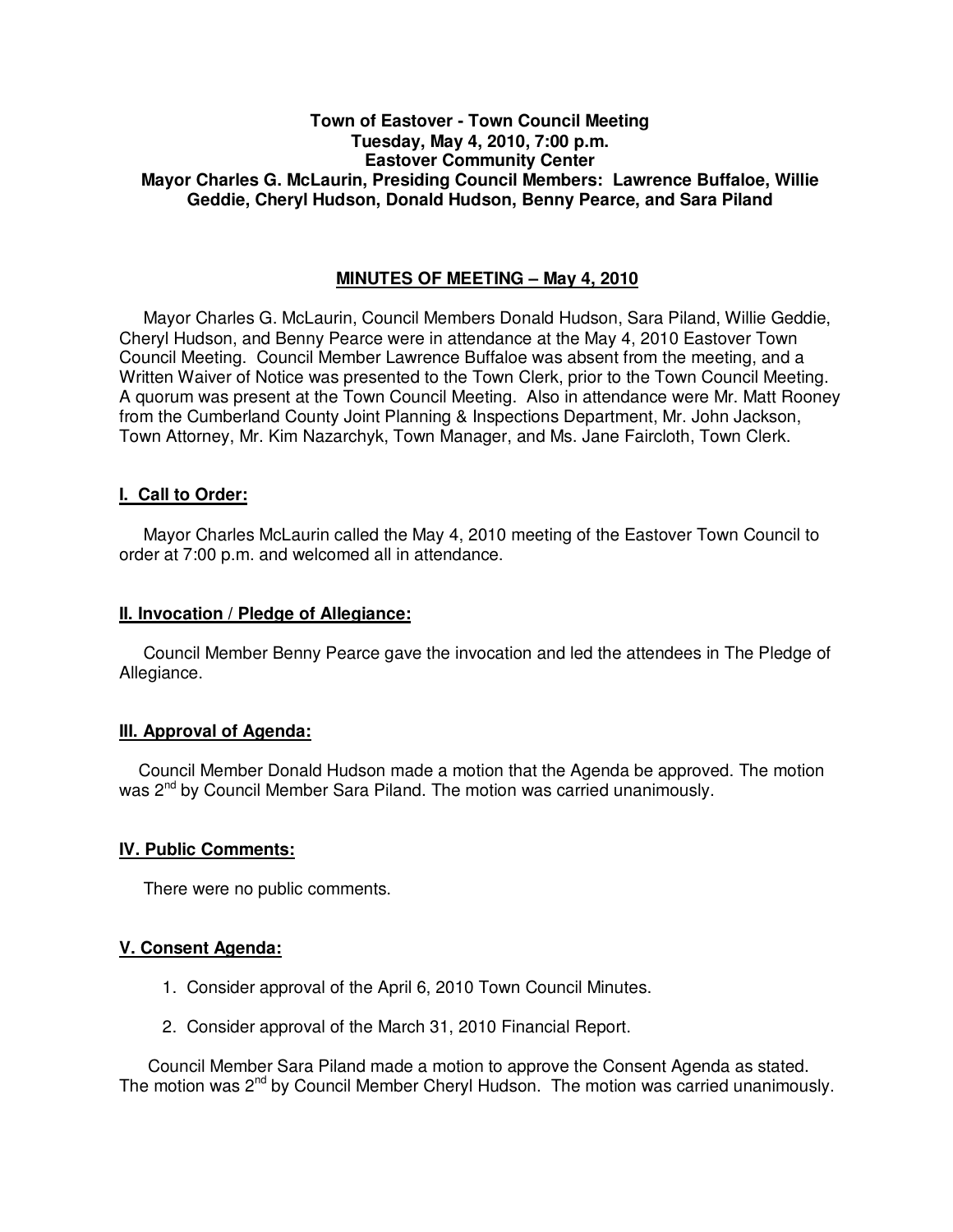**Town of Eastover - Town Council Meeting**
**Tuesday, May 4, 2010, 7:00 p.m.**
**Eastover Community Center**
**Mayor Charles G. McLaurin, Presiding Council Members: Lawrence Buffaloe, Willie Geddie, Cheryl Hudson, Donald Hudson, Benny Pearce, and Sara Piland**

## MINUTES OF MEETING – May 4, 2010

Mayor Charles G. McLaurin, Council Members Donald Hudson, Sara Piland, Willie Geddie, Cheryl Hudson, and Benny Pearce were in attendance at the May 4, 2010 Eastover Town Council Meeting. Council Member Lawrence Buffaloe was absent from the meeting, and a Written Waiver of Notice was presented to the Town Clerk, prior to the Town Council Meeting. A quorum was present at the Town Council Meeting. Also in attendance were Mr. Matt Rooney from the Cumberland County Joint Planning & Inspections Department, Mr. John Jackson, Town Attorney, Mr. Kim Nazarchyk, Town Manager, and Ms. Jane Faircloth, Town Clerk.

### I. Call to Order:

Mayor Charles McLaurin called the May 4, 2010 meeting of the Eastover Town Council to order at 7:00 p.m. and welcomed all in attendance.

### II. Invocation / Pledge of Allegiance:

Council Member Benny Pearce gave the invocation and led the attendees in The Pledge of Allegiance.

### III. Approval of Agenda:

Council Member Donald Hudson made a motion that the Agenda be approved. The motion was 2nd by Council Member Sara Piland. The motion was carried unanimously.

### IV. Public Comments:

There were no public comments.

### V. Consent Agenda:

1. Consider approval of the April 6, 2010 Town Council Minutes.
2. Consider approval of the March 31, 2010 Financial Report.

Council Member Sara Piland made a motion to approve the Consent Agenda as stated. The motion was 2nd by Council Member Cheryl Hudson. The motion was carried unanimously.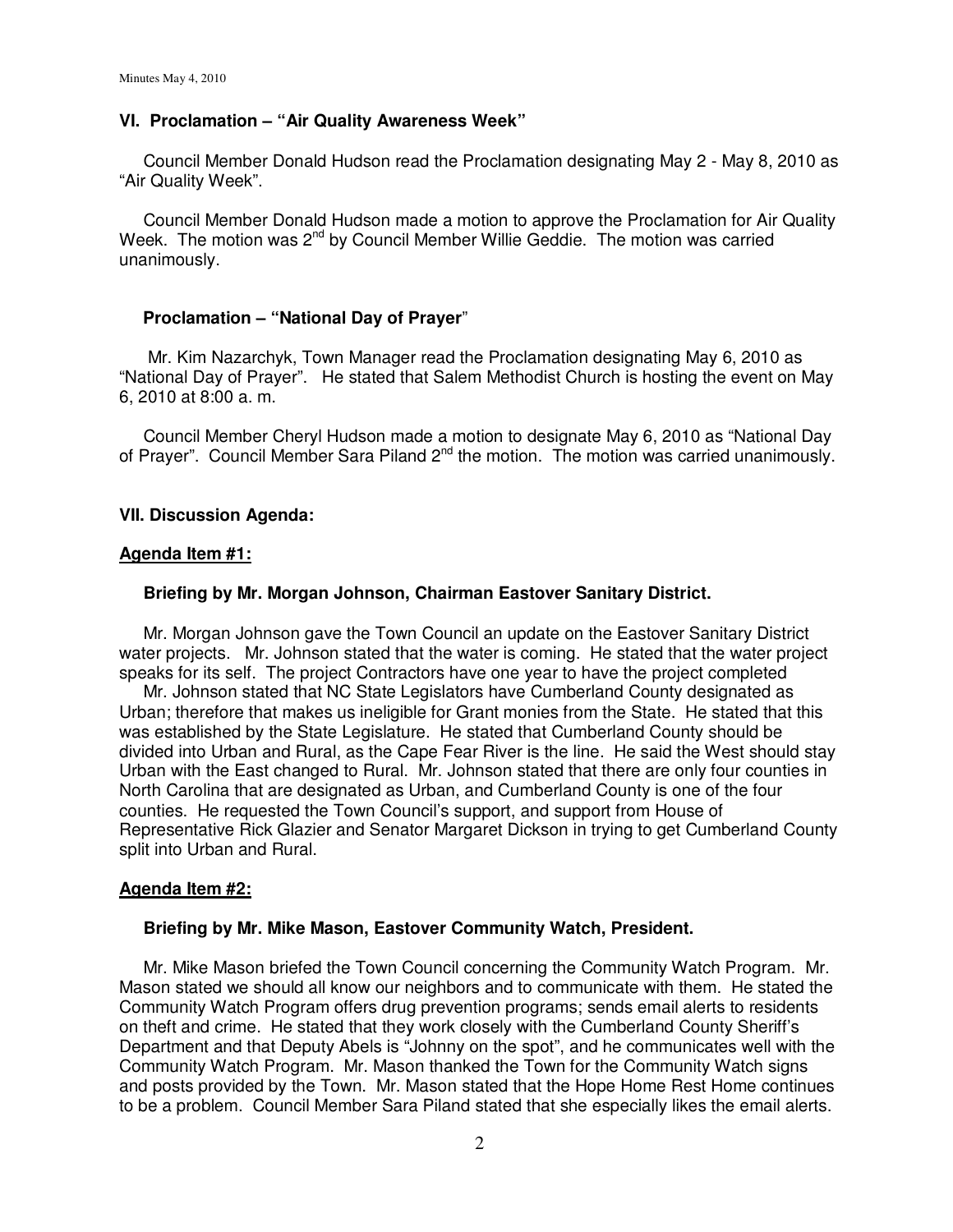### VI. Proclamation – "Air Quality Awareness Week"

Council Member Donald Hudson read the Proclamation designating May 2 - May 8, 2010 as "Air Quality Week".

Council Member Donald Hudson made a motion to approve the Proclamation for Air Quality Week. The motion was 2nd by Council Member Willie Geddie. The motion was carried unanimously.

### Proclamation – "National Day of Prayer"

Mr. Kim Nazarchyk, Town Manager read the Proclamation designating May 6, 2010 as "National Day of Prayer". He stated that Salem Methodist Church is hosting the event on May 6, 2010 at 8:00 a. m.

Council Member Cheryl Hudson made a motion to designate May 6, 2010 as "National Day of Prayer". Council Member Sara Piland 2nd the motion. The motion was carried unanimously.

### VII. Discussion Agenda:

**Agenda Item #1:**

**Briefing by Mr. Morgan Johnson, Chairman Eastover Sanitary District.**

Mr. Morgan Johnson gave the Town Council an update on the Eastover Sanitary District water projects. Mr. Johnson stated that the water is coming. He stated that the water project speaks for its self. The project Contractors have one year to have the project completed

Mr. Johnson stated that NC State Legislators have Cumberland County designated as Urban; therefore that makes us ineligible for Grant monies from the State. He stated that this was established by the State Legislature. He stated that Cumberland County should be divided into Urban and Rural, as the Cape Fear River is the line. He said the West should stay Urban with the East changed to Rural. Mr. Johnson stated that there are only four counties in North Carolina that are designated as Urban, and Cumberland County is one of the four counties. He requested the Town Council's support, and support from House of Representative Rick Glazier and Senator Margaret Dickson in trying to get Cumberland County split into Urban and Rural.

**Agenda Item #2:**

**Briefing by Mr. Mike Mason, Eastover Community Watch, President.**

Mr. Mike Mason briefed the Town Council concerning the Community Watch Program. Mr. Mason stated we should all know our neighbors and to communicate with them. He stated the Community Watch Program offers drug prevention programs; sends email alerts to residents on theft and crime. He stated that they work closely with the Cumberland County Sheriff's Department and that Deputy Abels is "Johnny on the spot", and he communicates well with the Community Watch Program. Mr. Mason thanked the Town for the Community Watch signs and posts provided by the Town. Mr. Mason stated that the Hope Home Rest Home continues to be a problem. Council Member Sara Piland stated that she especially likes the email alerts.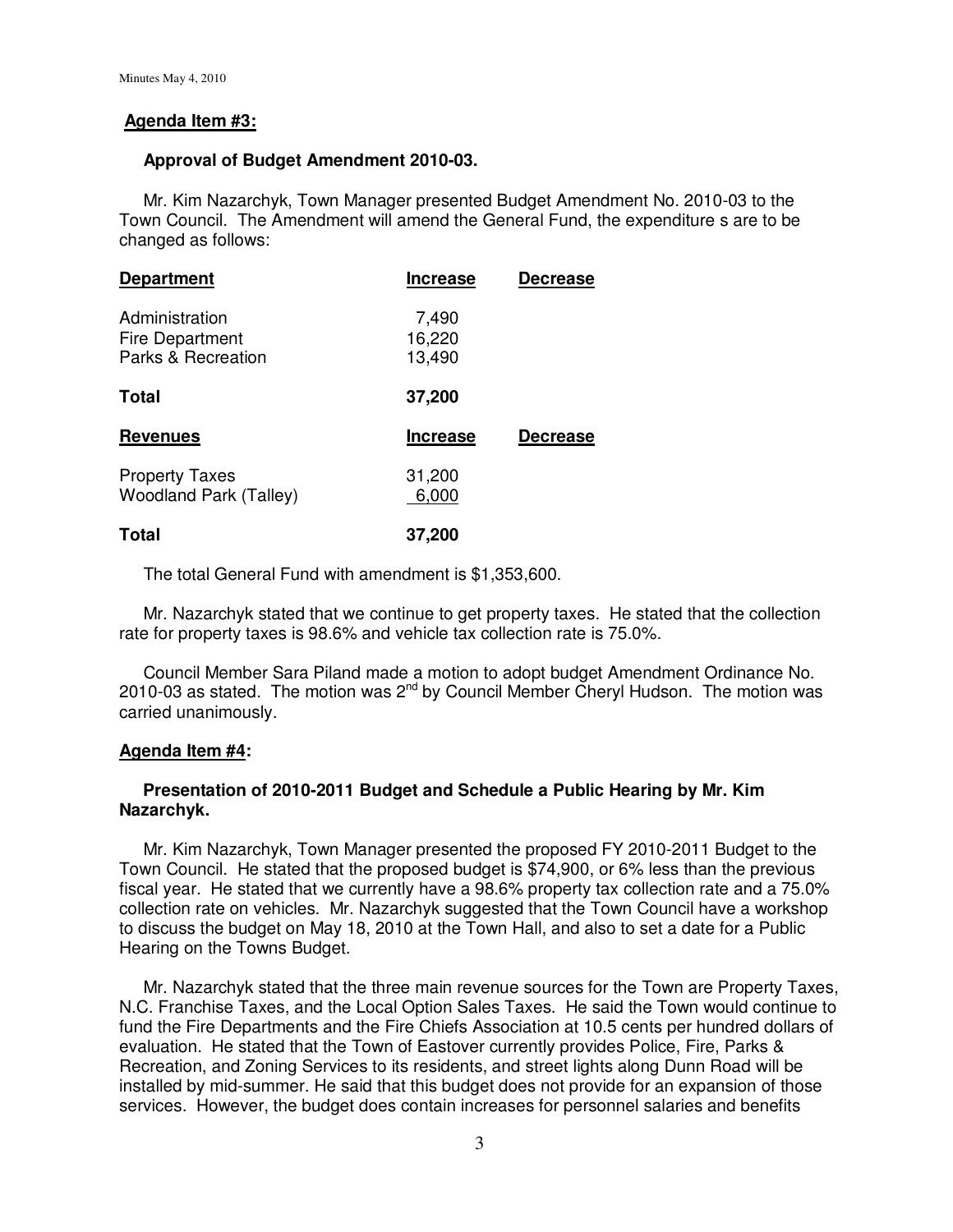**Agenda Item #3:**

**Approval of Budget Amendment 2010-03.**

Mr. Kim Nazarchyk, Town Manager presented Budget Amendment No. 2010-03 to the Town Council. The Amendment will amend the General Fund, the expenditure s are to be changed as follows:

| **Department** | **Increase** | **Decrease** |
|---|---|---|
| Administration | 7,490 | |
| Fire Department | 16,220 | |
| Parks & Recreation | 13,490 | |
| **Total** | **37,200** | |

| **Revenues** | **Increase** | **Decrease** |
|---|---|---|
| Property Taxes | 31,200 | |
| Woodland Park (Talley) | 6,000 | |
| **Total** | **37,200** | |

The total General Fund with amendment is $1,353,600.

Mr. Nazarchyk stated that we continue to get property taxes. He stated that the collection rate for property taxes is 98.6% and vehicle tax collection rate is 75.0%.

Council Member Sara Piland made a motion to adopt budget Amendment Ordinance No. 2010-03 as stated. The motion was 2nd by Council Member Cheryl Hudson. The motion was carried unanimously.

**Agenda Item #4:**

**Presentation of 2010-2011 Budget and Schedule a Public Hearing by Mr. Kim Nazarchyk.**

Mr. Kim Nazarchyk, Town Manager presented the proposed FY 2010-2011 Budget to the Town Council. He stated that the proposed budget is $74,900, or 6% less than the previous fiscal year. He stated that we currently have a 98.6% property tax collection rate and a 75.0% collection rate on vehicles. Mr. Nazarchyk suggested that the Town Council have a workshop to discuss the budget on May 18, 2010 at the Town Hall, and also to set a date for a Public Hearing on the Towns Budget.

Mr. Nazarchyk stated that the three main revenue sources for the Town are Property Taxes, N.C. Franchise Taxes, and the Local Option Sales Taxes. He said the Town would continue to fund the Fire Departments and the Fire Chiefs Association at 10.5 cents per hundred dollars of evaluation. He stated that the Town of Eastover currently provides Police, Fire, Parks & Recreation, and Zoning Services to its residents, and street lights along Dunn Road will be installed by mid-summer. He said that this budget does not provide for an expansion of those services. However, the budget does contain increases for personnel salaries and benefits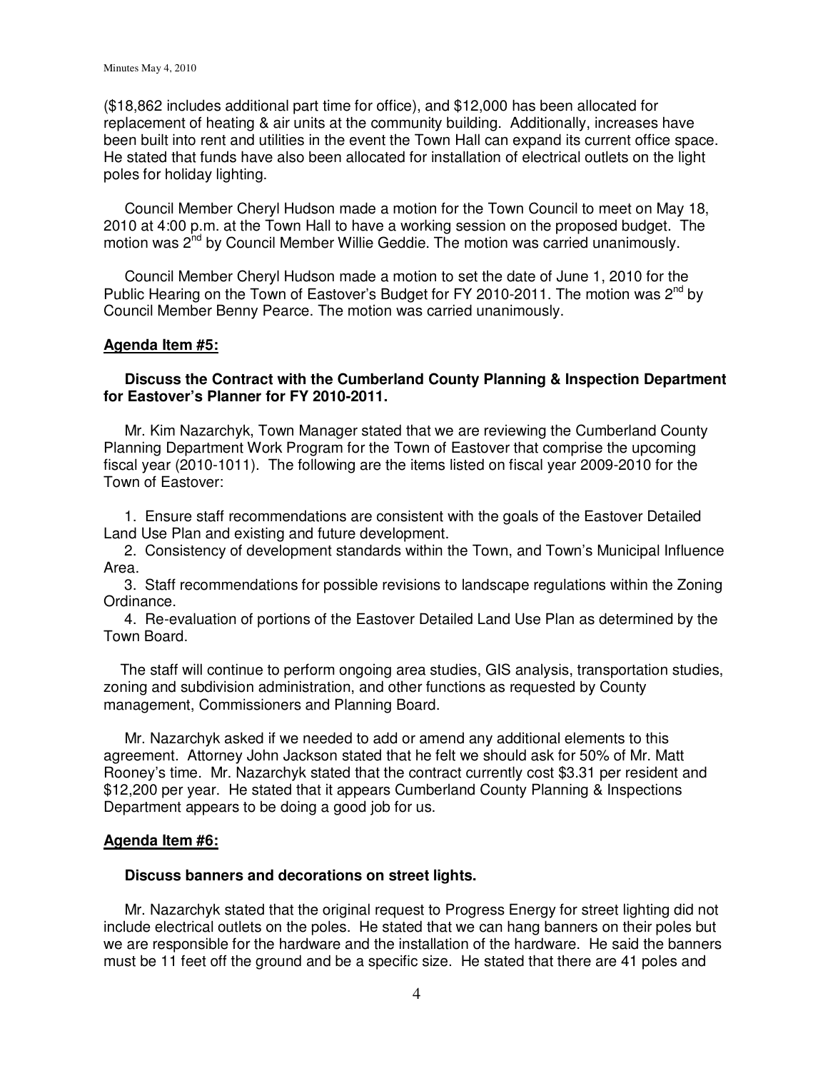($18,862 includes additional part time for office), and $12,000 has been allocated for replacement of heating & air units at the community building. Additionally, increases have been built into rent and utilities in the event the Town Hall can expand its current office space. He stated that funds have also been allocated for installation of electrical outlets on the light poles for holiday lighting.

Council Member Cheryl Hudson made a motion for the Town Council to meet on May 18, 2010 at 4:00 p.m. at the Town Hall to have a working session on the proposed budget. The motion was 2nd by Council Member Willie Geddie. The motion was carried unanimously.

Council Member Cheryl Hudson made a motion to set the date of June 1, 2010 for the Public Hearing on the Town of Eastover's Budget for FY 2010-2011. The motion was 2nd by Council Member Benny Pearce. The motion was carried unanimously.

**Agenda Item #5:**

**Discuss the Contract with the Cumberland County Planning & Inspection Department for Eastover's Planner for FY 2010-2011.**

Mr. Kim Nazarchyk, Town Manager stated that we are reviewing the Cumberland County Planning Department Work Program for the Town of Eastover that comprise the upcoming fiscal year (2010-1011). The following are the items listed on fiscal year 2009-2010 for the Town of Eastover:

1. Ensure staff recommendations are consistent with the goals of the Eastover Detailed Land Use Plan and existing and future development.
2. Consistency of development standards within the Town, and Town's Municipal Influence Area.
3. Staff recommendations for possible revisions to landscape regulations within the Zoning Ordinance.
4. Re-evaluation of portions of the Eastover Detailed Land Use Plan as determined by the Town Board.

The staff will continue to perform ongoing area studies, GIS analysis, transportation studies, zoning and subdivision administration, and other functions as requested by County management, Commissioners and Planning Board.

Mr. Nazarchyk asked if we needed to add or amend any additional elements to this agreement. Attorney John Jackson stated that he felt we should ask for 50% of Mr. Matt Rooney's time. Mr. Nazarchyk stated that the contract currently cost $3.31 per resident and $12,200 per year. He stated that it appears Cumberland County Planning & Inspections Department appears to be doing a good job for us.

**Agenda Item #6:**

**Discuss banners and decorations on street lights.**

Mr. Nazarchyk stated that the original request to Progress Energy for street lighting did not include electrical outlets on the poles. He stated that we can hang banners on their poles but we are responsible for the hardware and the installation of the hardware. He said the banners must be 11 feet off the ground and be a specific size. He stated that there are 41 poles and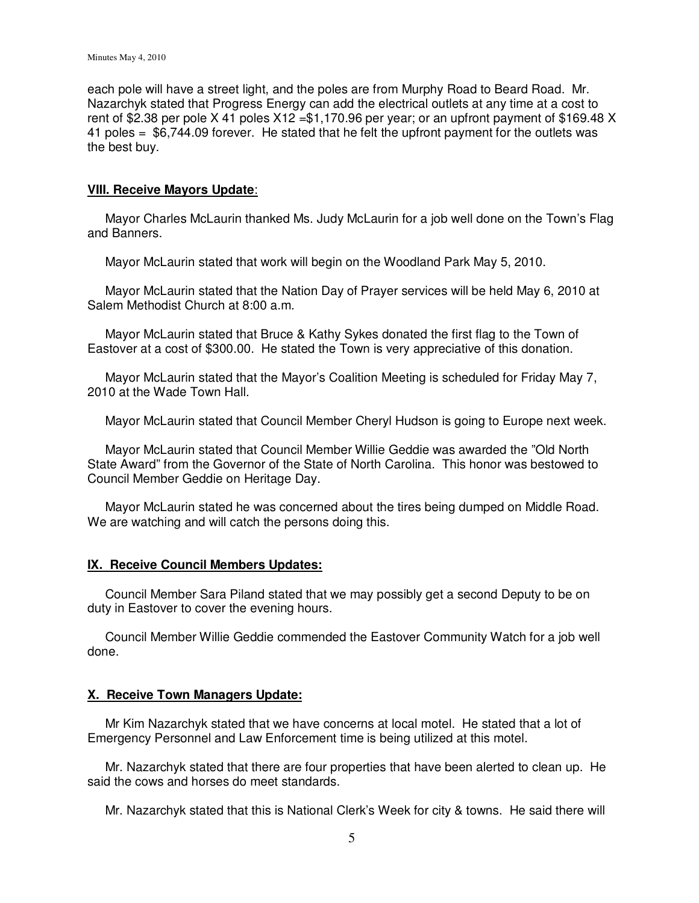each pole will have a street light, and the poles are from Murphy Road to Beard Road. Mr. Nazarchyk stated that Progress Energy can add the electrical outlets at any time at a cost to rent of $2.38 per pole X 41 poles X12 =$1,170.96 per year; or an upfront payment of $169.48 X 41 poles = $6,744.09 forever. He stated that he felt the upfront payment for the outlets was the best buy.

**VIII. Receive Mayors Update**:

Mayor Charles McLaurin thanked Ms. Judy McLaurin for a job well done on the Town's Flag and Banners.

Mayor McLaurin stated that work will begin on the Woodland Park May 5, 2010.

Mayor McLaurin stated that the Nation Day of Prayer services will be held May 6, 2010 at Salem Methodist Church at 8:00 a.m.

Mayor McLaurin stated that Bruce & Kathy Sykes donated the first flag to the Town of Eastover at a cost of $300.00. He stated the Town is very appreciative of this donation.

Mayor McLaurin stated that the Mayor's Coalition Meeting is scheduled for Friday May 7, 2010 at the Wade Town Hall.

Mayor McLaurin stated that Council Member Cheryl Hudson is going to Europe next week.

Mayor McLaurin stated that Council Member Willie Geddie was awarded the "Old North State Award" from the Governor of the State of North Carolina. This honor was bestowed to Council Member Geddie on Heritage Day.

Mayor McLaurin stated he was concerned about the tires being dumped on Middle Road. We are watching and will catch the persons doing this.

**IX. Receive Council Members Updates:**

Council Member Sara Piland stated that we may possibly get a second Deputy to be on duty in Eastover to cover the evening hours.

Council Member Willie Geddie commended the Eastover Community Watch for a job well done.

**X. Receive Town Managers Update:**

Mr Kim Nazarchyk stated that we have concerns at local motel. He stated that a lot of Emergency Personnel and Law Enforcement time is being utilized at this motel.

Mr. Nazarchyk stated that there are four properties that have been alerted to clean up. He said the cows and horses do meet standards.

Mr. Nazarchyk stated that this is National Clerk's Week for city & towns. He said there will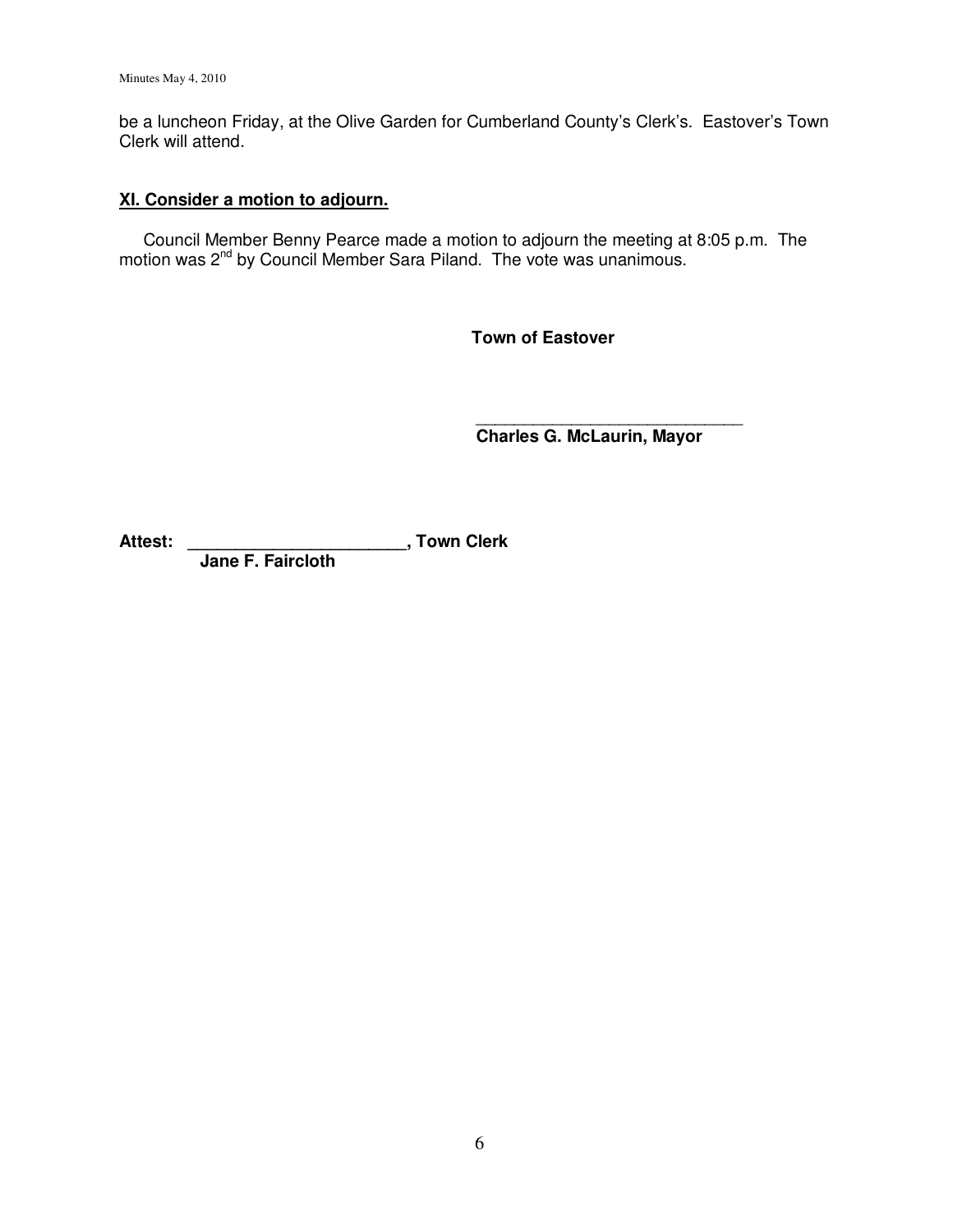be a luncheon Friday, at the Olive Garden for Cumberland County's Clerk's. Eastover's Town Clerk will attend.

**XI. Consider a motion to adjourn.**

Council Member Benny Pearce made a motion to adjourn the meeting at 8:05 p.m. The motion was 2nd by Council Member Sara Piland. The vote was unanimous.

**Town of Eastover**

\_\_\_\_\_\_\_\_\_\_\_\_\_\_\_\_\_\_\_\_\_\_\_\_\_\_\_\_\_\_

**Charles G. McLaurin, Mayor**

**Attest: \_\_\_\_\_\_\_\_\_\_\_\_\_\_\_\_\_\_\_\_\_\_\_\_, Town Clerk**
**Jane F. Faircloth**